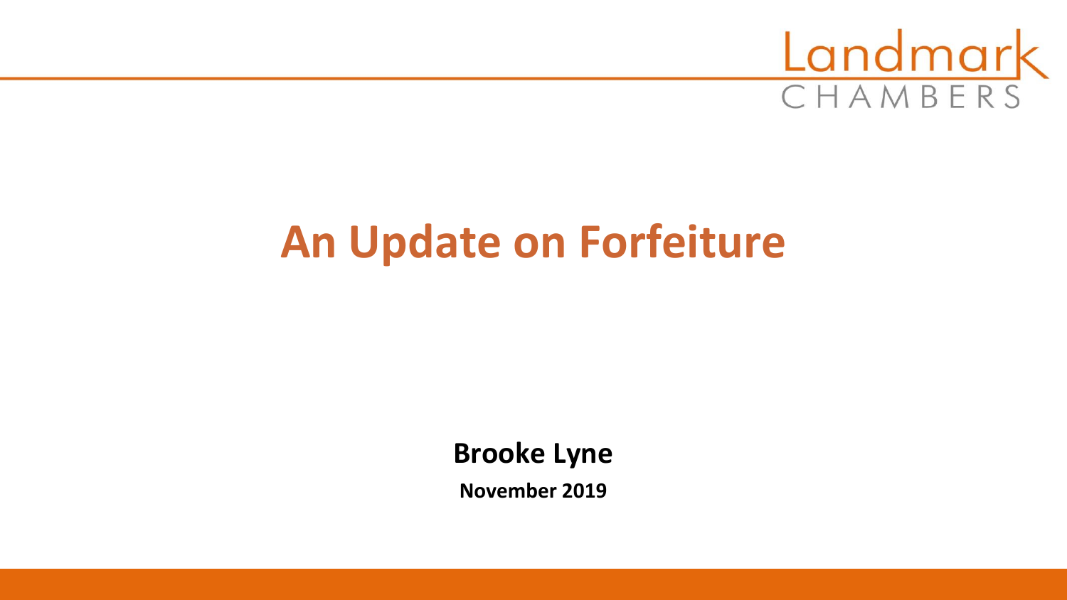Landmark CHAMBERS

# An Update on Forfeiture

**Brooke Lyne**

**November 2019**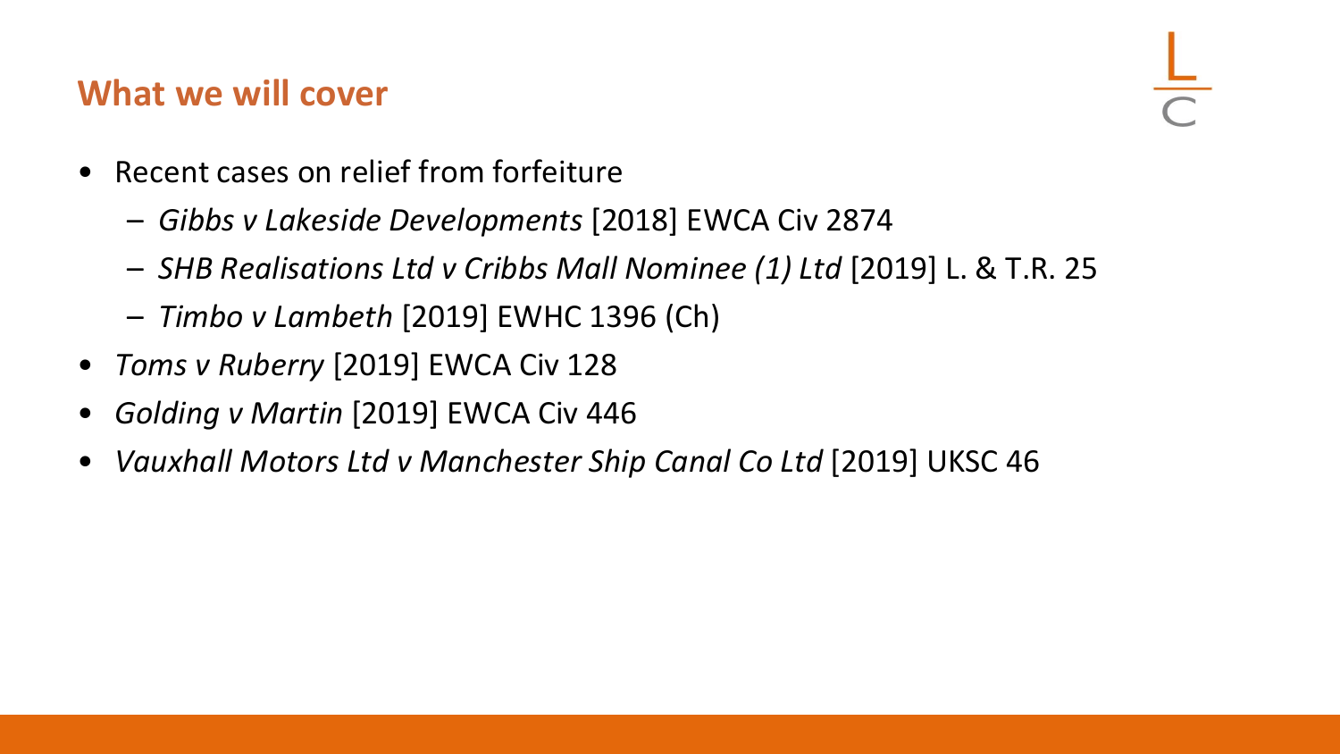## What we will cover

- Recent cases on relief from forfeiture
  - *Gibbs v Lakeside Developments* [2018] EWCA Civ 2874
  - *SHB Realisations Ltd v Cribbs Mall Nominee (1) Ltd* [2019] L. & T.R. 25
  - *Timbo v Lambeth* [2019] EWHC 1396 (Ch)
- *Toms v Ruberry* [2019] EWCA Civ 128
- *Golding v Martin* [2019] EWCA Civ 446
- *Vauxhall Motors Ltd v Manchester Ship Canal Co Ltd* [2019] UKSC 46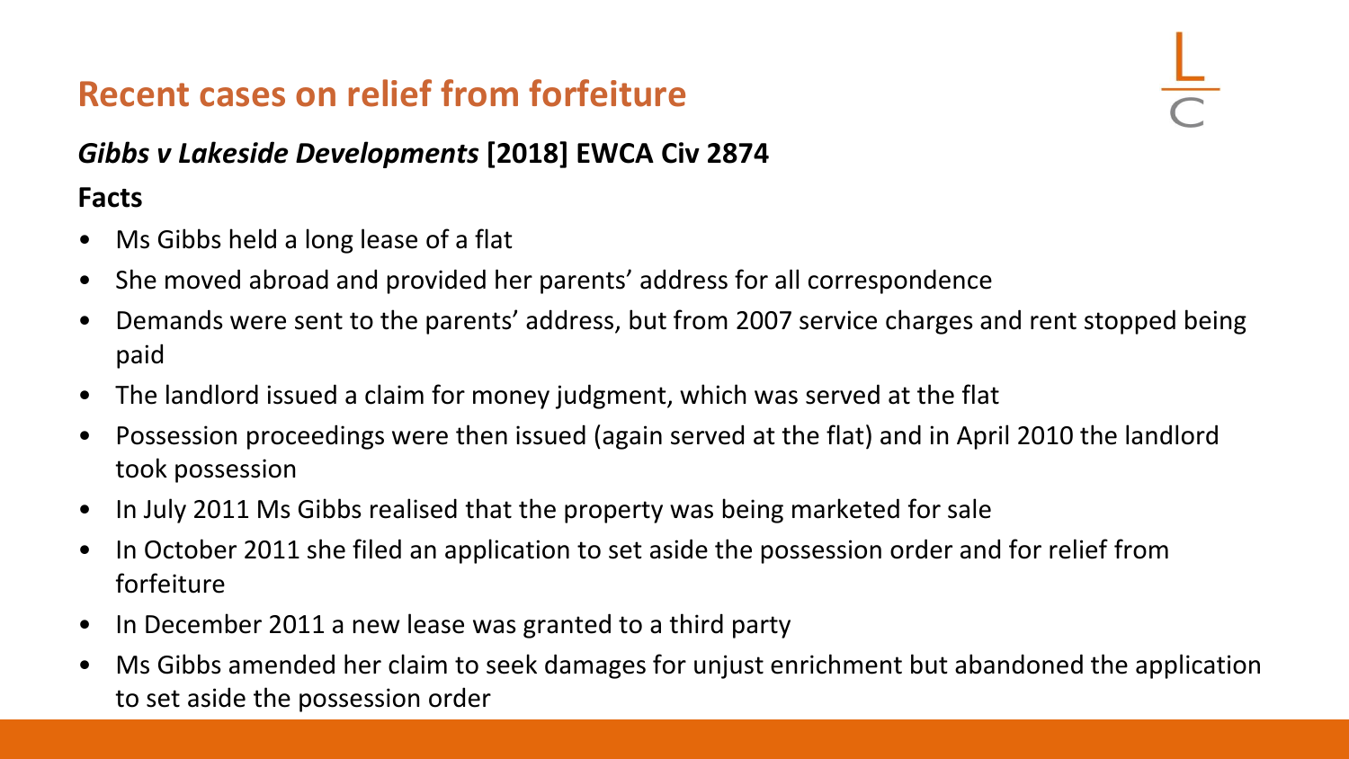# Recent cases on relief from forfeiture

### *Gibbs v Lakeside Developments* [2018] EWCA Civ 2874

**Facts**

- Ms Gibbs held a long lease of a flat
- She moved abroad and provided her parents' address for all correspondence
- Demands were sent to the parents' address, but from 2007 service charges and rent stopped being paid
- The landlord issued a claim for money judgment, which was served at the flat
- Possession proceedings were then issued (again served at the flat) and in April 2010 the landlord took possession
- In July 2011 Ms Gibbs realised that the property was being marketed for sale
- In October 2011 she filed an application to set aside the possession order and for relief from forfeiture
- In December 2011 a new lease was granted to a third party
- Ms Gibbs amended her claim to seek damages for unjust enrichment but abandoned the application to set aside the possession order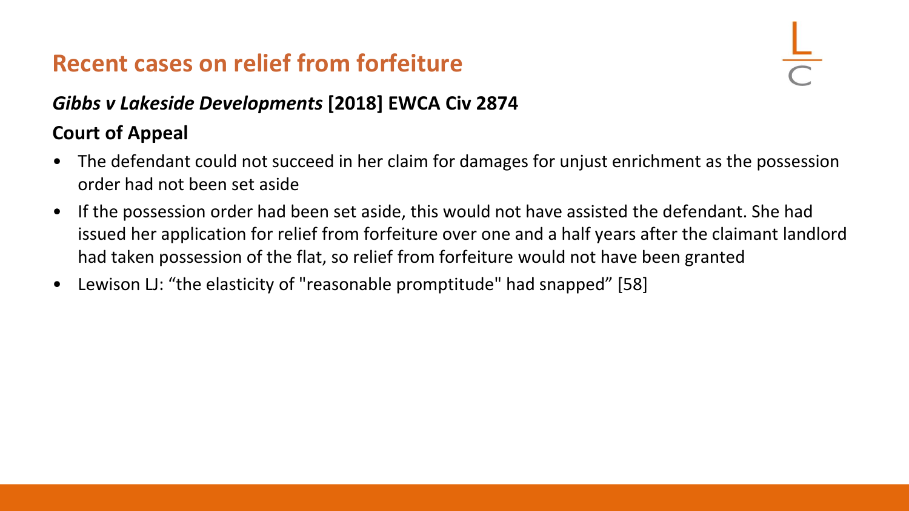## Recent cases on relief from forfeiture

***Gibbs v Lakeside Developments*** **[2018] EWCA Civ 2874**

**Court of Appeal**

- The defendant could not succeed in her claim for damages for unjust enrichment as the possession order had not been set aside
- If the possession order had been set aside, this would not have assisted the defendant. She had issued her application for relief from forfeiture over one and a half years after the claimant landlord had taken possession of the flat, so relief from forfeiture would not have been granted
- Lewison LJ: "the elasticity of "reasonable promptitude" had snapped" [58]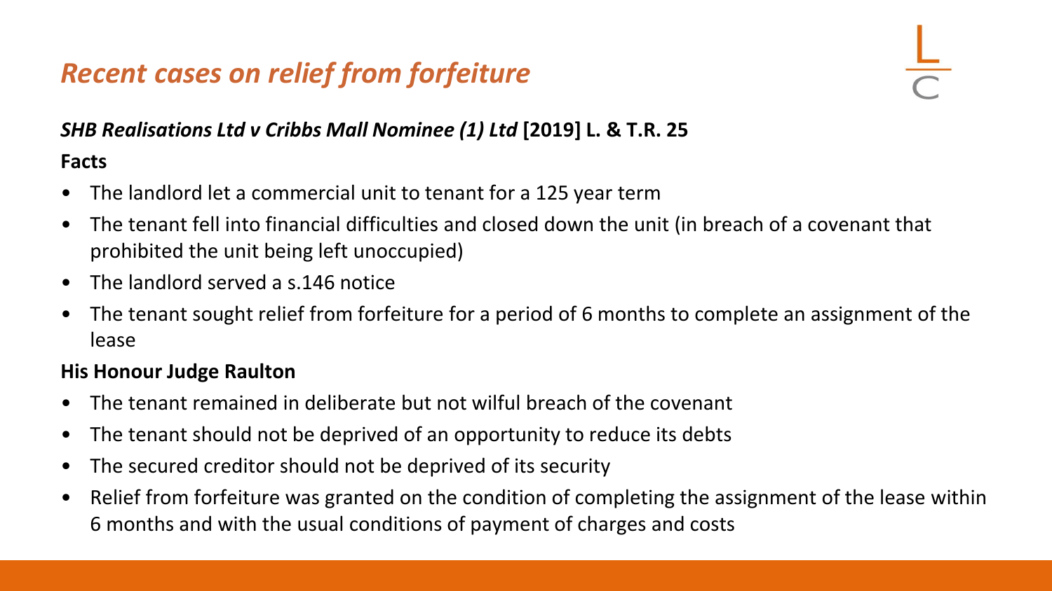## *Recent cases on relief from forfeiture*

***SHB Realisations Ltd v Cribbs Mall Nominee (1) Ltd* [2019] L. & T.R. 25**

**Facts**

- The landlord let a commercial unit to tenant for a 125 year term
- The tenant fell into financial difficulties and closed down the unit (in breach of a covenant that prohibited the unit being left unoccupied)
- The landlord served a s.146 notice
- The tenant sought relief from forfeiture for a period of 6 months to complete an assignment of the lease

**His Honour Judge Raulton**

- The tenant remained in deliberate but not wilful breach of the covenant
- The tenant should not be deprived of an opportunity to reduce its debts
- The secured creditor should not be deprived of its security
- Relief from forfeiture was granted on the condition of completing the assignment of the lease within 6 months and with the usual conditions of payment of charges and costs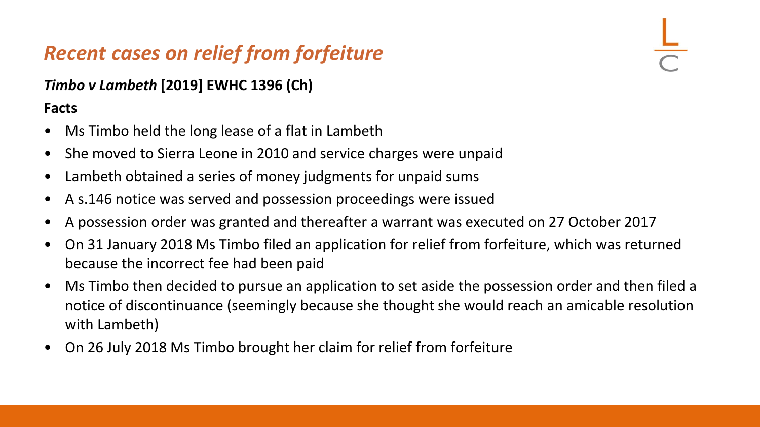## *Recent cases on relief from forfeiture*

### *Timbo v Lambeth* [2019] EWHC 1396 (Ch)

**Facts**

- Ms Timbo held the long lease of a flat in Lambeth
- She moved to Sierra Leone in 2010 and service charges were unpaid
- Lambeth obtained a series of money judgments for unpaid sums
- A s.146 notice was served and possession proceedings were issued
- A possession order was granted and thereafter a warrant was executed on 27 October 2017
- On 31 January 2018 Ms Timbo filed an application for relief from forfeiture, which was returned because the incorrect fee had been paid
- Ms Timbo then decided to pursue an application to set aside the possession order and then filed a notice of discontinuance (seemingly because she thought she would reach an amicable resolution with Lambeth)
- On 26 July 2018 Ms Timbo brought her claim for relief from forfeiture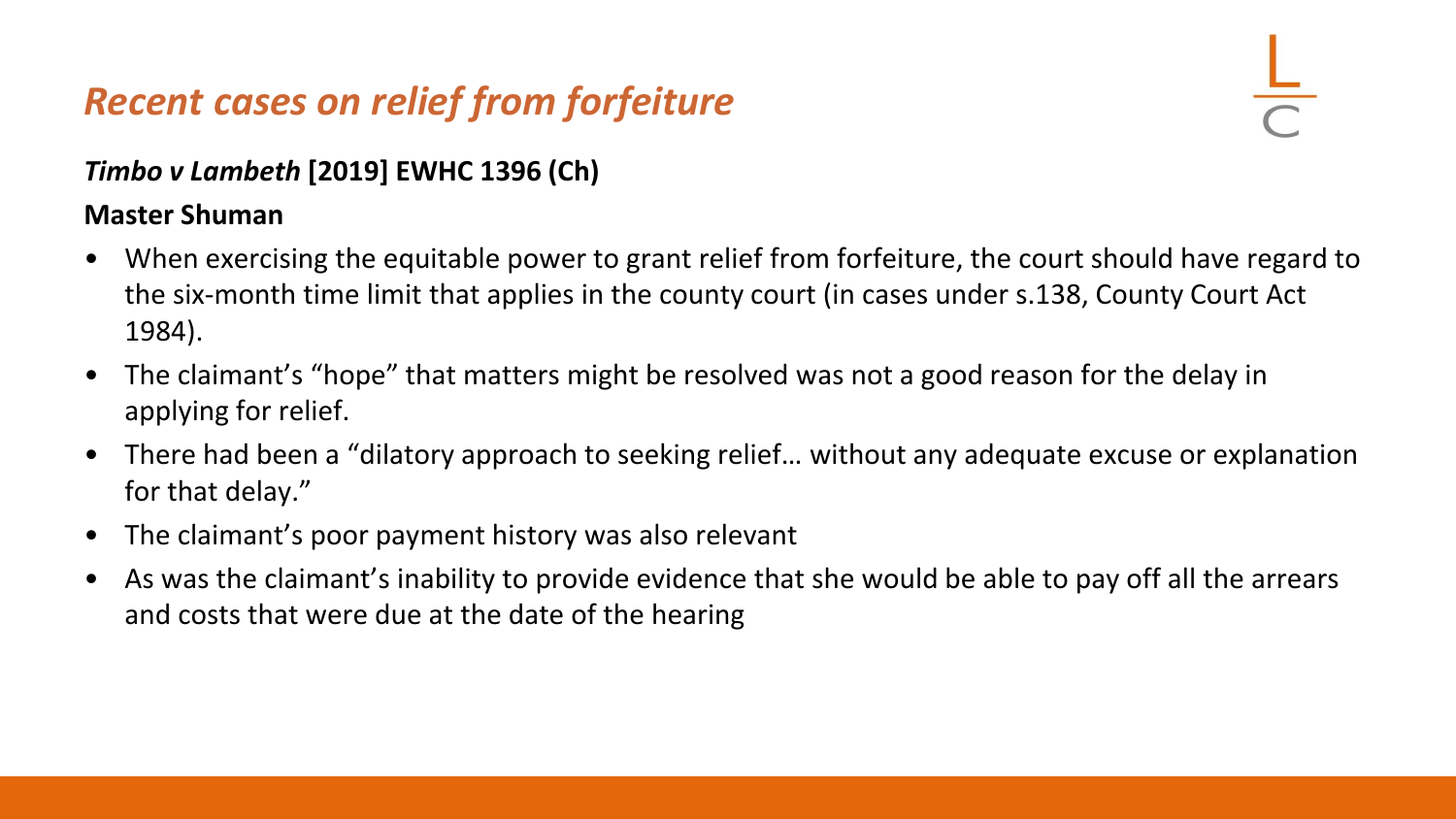# *Recent cases on relief from forfeiture*

***Timbo v Lambeth* [2019] EWHC 1396 (Ch)**

**Master Shuman**

- When exercising the equitable power to grant relief from forfeiture, the court should have regard to the six-month time limit that applies in the county court (in cases under s.138, County Court Act 1984).
- The claimant's "hope" that matters might be resolved was not a good reason for the delay in applying for relief.
- There had been a "dilatory approach to seeking relief… without any adequate excuse or explanation for that delay."
- The claimant's poor payment history was also relevant
- As was the claimant's inability to provide evidence that she would be able to pay off all the arrears and costs that were due at the date of the hearing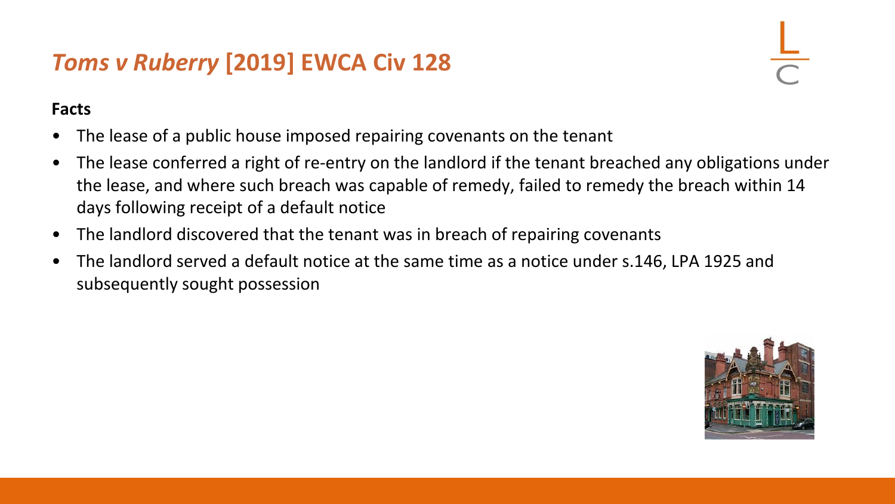# *Toms v Ruberry* [2019] EWCA Civ 128

**Facts**

- The lease of a public house imposed repairing covenants on the tenant
- The lease conferred a right of re-entry on the landlord if the tenant breached any obligations under the lease, and where such breach was capable of remedy, failed to remedy the breach within 14 days following receipt of a default notice
- The landlord discovered that the tenant was in breach of repairing covenants
- The landlord served a default notice at the same time as a notice under s.146, LPA 1925 and subsequently sought possession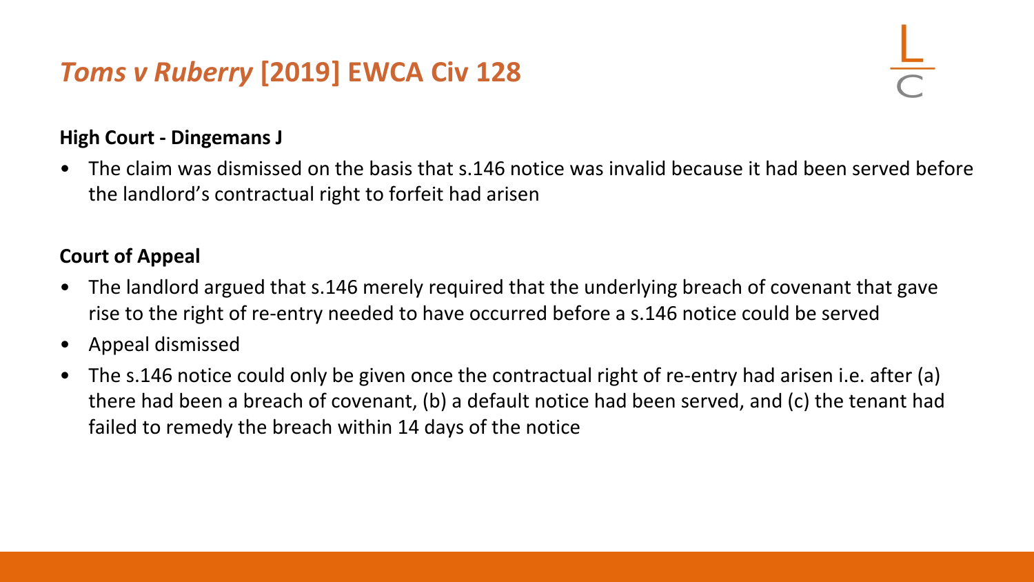# *Toms v Ruberry* [2019] EWCA Civ 128

**High Court - Dingemans J**

- The claim was dismissed on the basis that s.146 notice was invalid because it had been served before the landlord's contractual right to forfeit had arisen

**Court of Appeal**

- The landlord argued that s.146 merely required that the underlying breach of covenant that gave rise to the right of re-entry needed to have occurred before a s.146 notice could be served
- Appeal dismissed
- The s.146 notice could only be given once the contractual right of re-entry had arisen i.e. after (a) there had been a breach of covenant, (b) a default notice had been served, and (c) the tenant had failed to remedy the breach within 14 days of the notice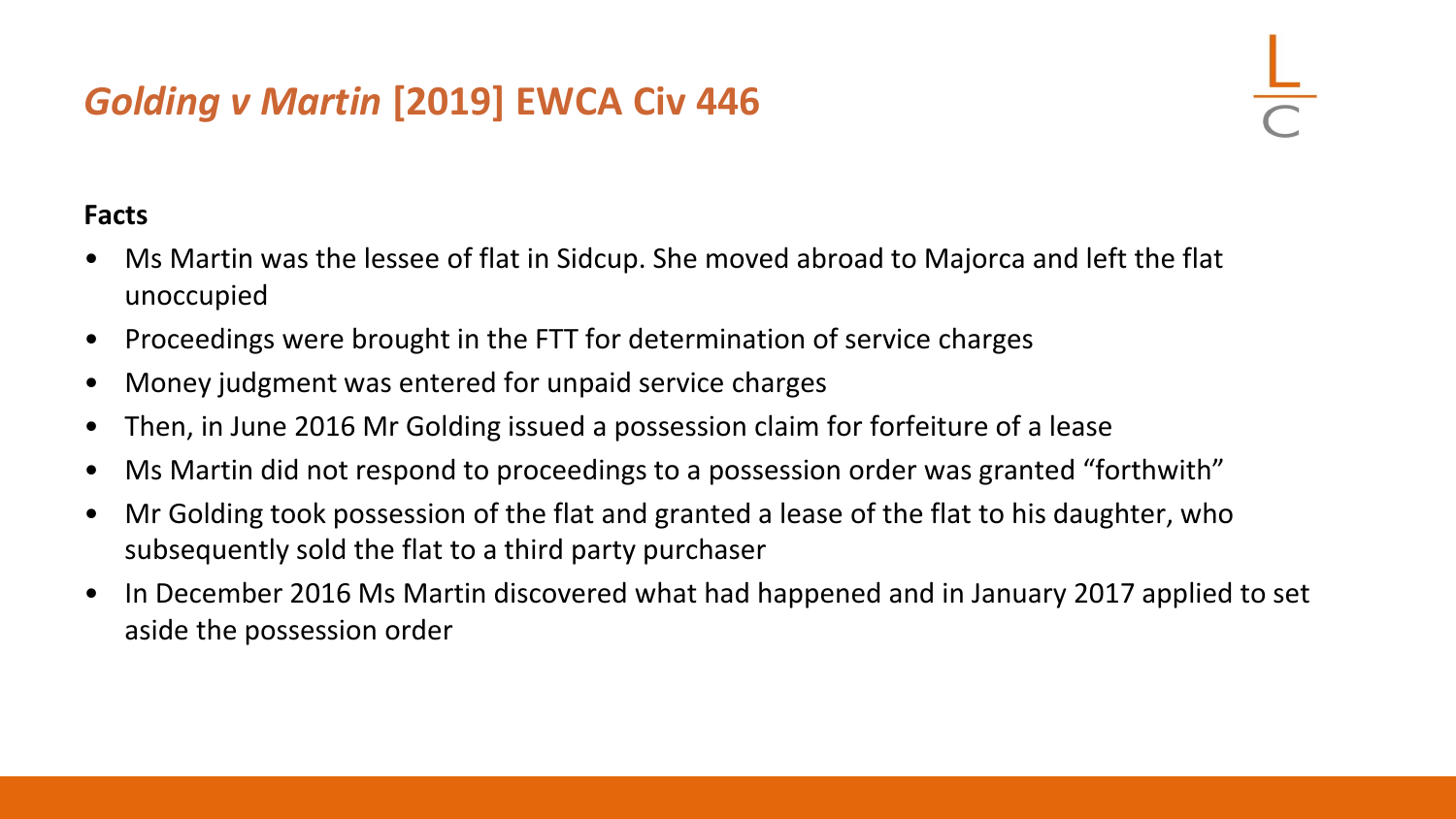# *Golding v Martin* [2019] EWCA Civ 446

**Facts**

- Ms Martin was the lessee of flat in Sidcup. She moved abroad to Majorca and left the flat unoccupied
- Proceedings were brought in the FTT for determination of service charges
- Money judgment was entered for unpaid service charges
- Then, in June 2016 Mr Golding issued a possession claim for forfeiture of a lease
- Ms Martin did not respond to proceedings to a possession order was granted "forthwith"
- Mr Golding took possession of the flat and granted a lease of the flat to his daughter, who subsequently sold the flat to a third party purchaser
- In December 2016 Ms Martin discovered what had happened and in January 2017 applied to set aside the possession order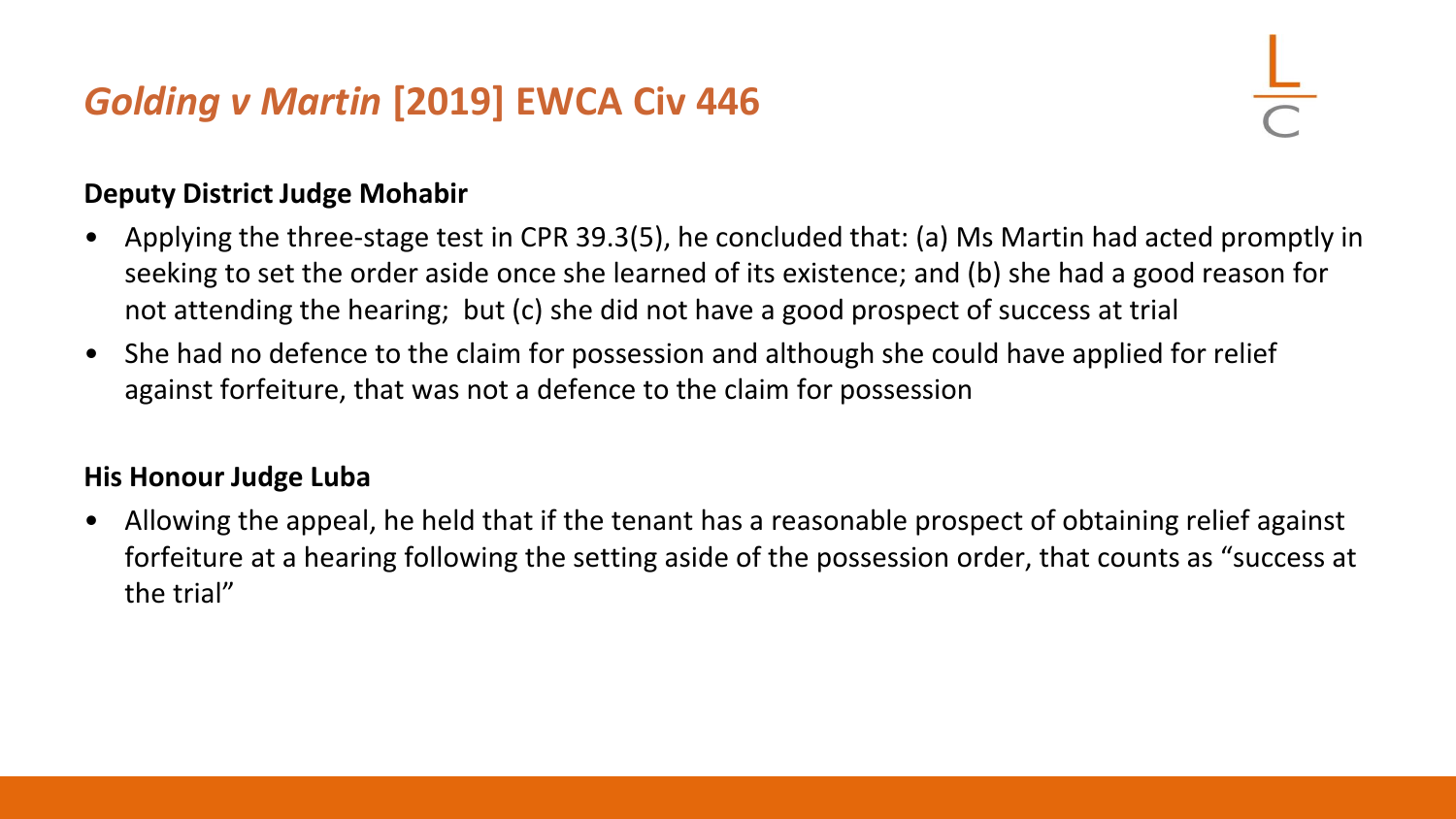# *Golding v Martin* [2019] EWCA Civ 446

**Deputy District Judge Mohabir**

- Applying the three-stage test in CPR 39.3(5), he concluded that: (a) Ms Martin had acted promptly in seeking to set the order aside once she learned of its existence; and (b) she had a good reason for not attending the hearing; but (c) she did not have a good prospect of success at trial
- She had no defence to the claim for possession and although she could have applied for relief against forfeiture, that was not a defence to the claim for possession

**His Honour Judge Luba**

- Allowing the appeal, he held that if the tenant has a reasonable prospect of obtaining relief against forfeiture at a hearing following the setting aside of the possession order, that counts as "success at the trial"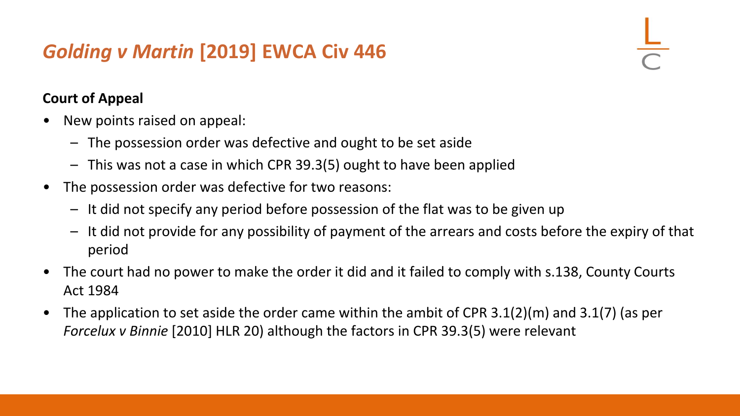# *Golding v Martin* [2019] EWCA Civ 446

**Court of Appeal**

- New points raised on appeal:
  - The possession order was defective and ought to be set aside
  - This was not a case in which CPR 39.3(5) ought to have been applied
- The possession order was defective for two reasons:
  - It did not specify any period before possession of the flat was to be given up
  - It did not provide for any possibility of payment of the arrears and costs before the expiry of that period
- The court had no power to make the order it did and it failed to comply with s.138, County Courts Act 1984
- The application to set aside the order came within the ambit of CPR 3.1(2)(m) and 3.1(7) (as per *Forcelux v Binnie* [2010] HLR 20) although the factors in CPR 39.3(5) were relevant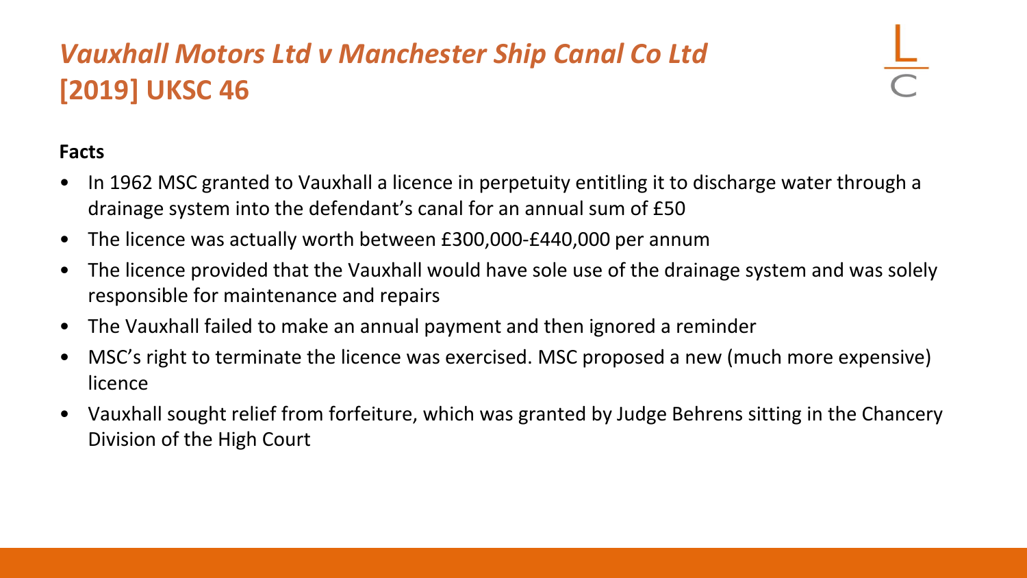# *Vauxhall Motors Ltd v Manchester Ship Canal Co Ltd* [2019] UKSC 46

**Facts**

- In 1962 MSC granted to Vauxhall a licence in perpetuity entitling it to discharge water through a drainage system into the defendant's canal for an annual sum of £50
- The licence was actually worth between £300,000-£440,000 per annum
- The licence provided that the Vauxhall would have sole use of the drainage system and was solely responsible for maintenance and repairs
- The Vauxhall failed to make an annual payment and then ignored a reminder
- MSC's right to terminate the licence was exercised. MSC proposed a new (much more expensive) licence
- Vauxhall sought relief from forfeiture, which was granted by Judge Behrens sitting in the Chancery Division of the High Court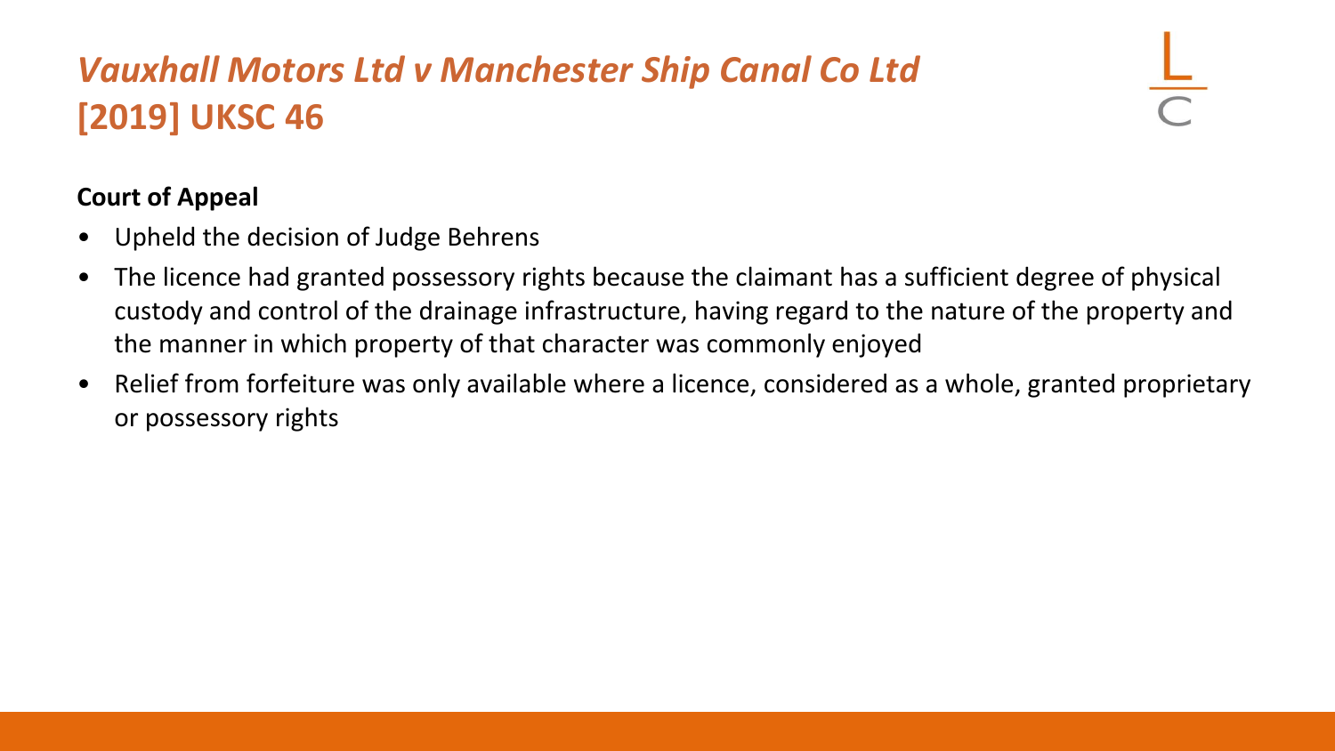# *Vauxhall Motors Ltd v Manchester Ship Canal Co Ltd* [2019] UKSC 46

**Court of Appeal**

- Upheld the decision of Judge Behrens
- The licence had granted possessory rights because the claimant has a sufficient degree of physical custody and control of the drainage infrastructure, having regard to the nature of the property and the manner in which property of that character was commonly enjoyed
- Relief from forfeiture was only available where a licence, considered as a whole, granted proprietary or possessory rights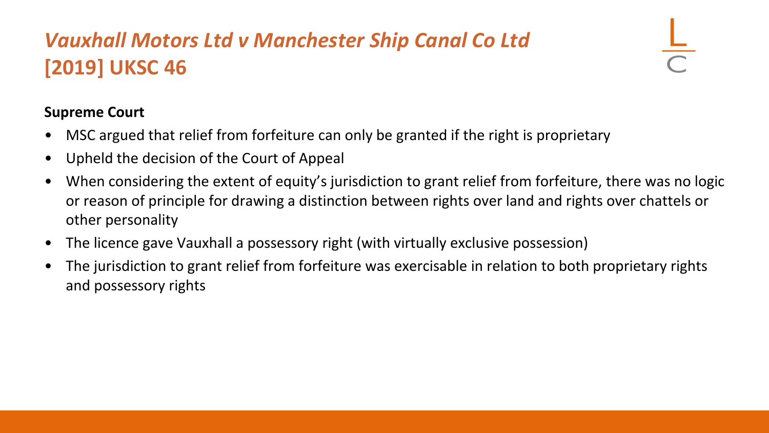# *Vauxhall Motors Ltd v Manchester Ship Canal Co Ltd* [2019] UKSC 46

**Supreme Court**

- MSC argued that relief from forfeiture can only be granted if the right is proprietary
- Upheld the decision of the Court of Appeal
- When considering the extent of equity's jurisdiction to grant relief from forfeiture, there was no logic or reason of principle for drawing a distinction between rights over land and rights over chattels or other personality
- The licence gave Vauxhall a possessory right (with virtually exclusive possession)
- The jurisdiction to grant relief from forfeiture was exercisable in relation to both proprietary rights and possessory rights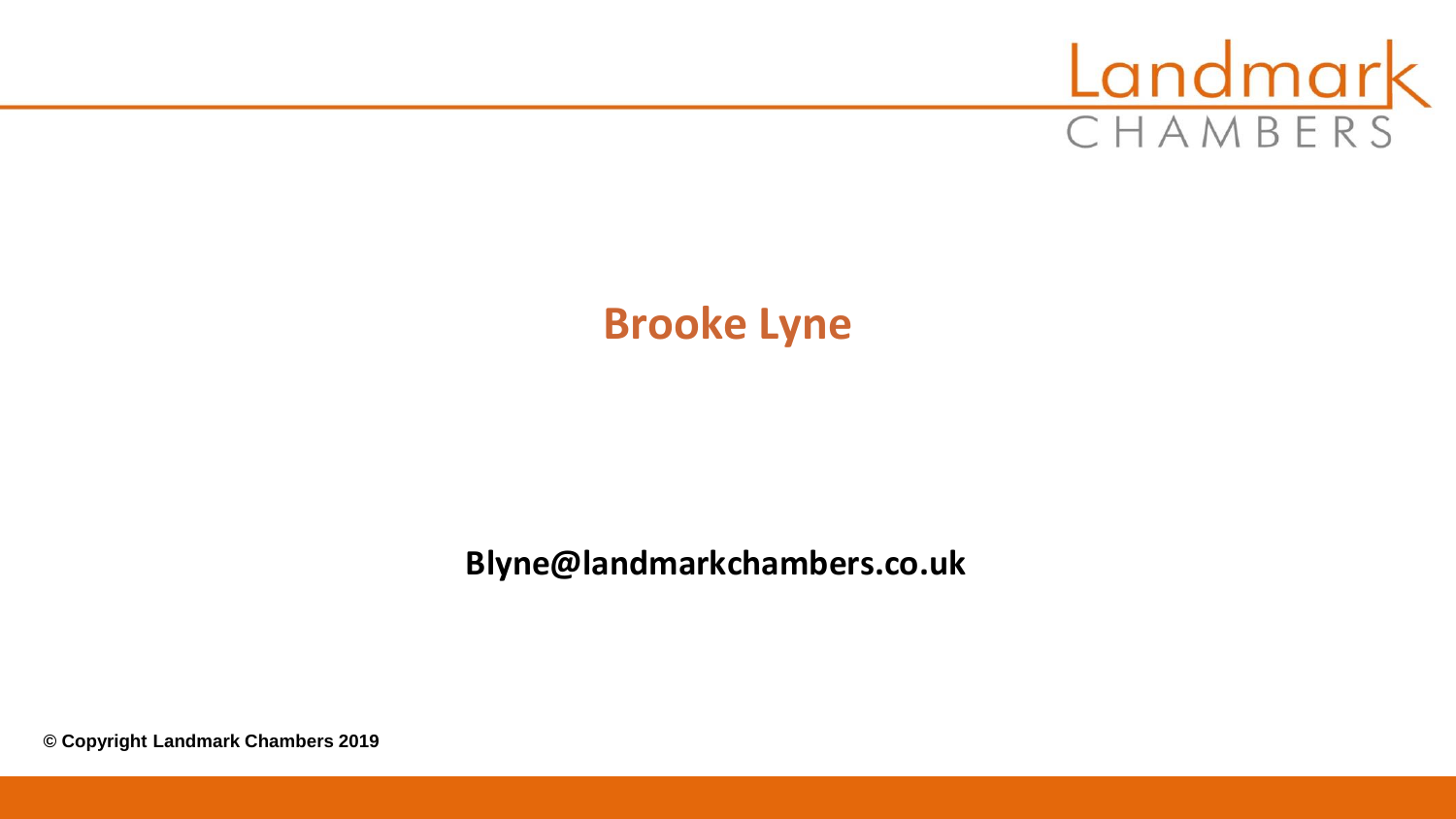Landmark
CHAMBERS

**Brooke Lyne**

**Blyne@landmarkchambers.co.uk**

**© Copyright Landmark Chambers 2019**